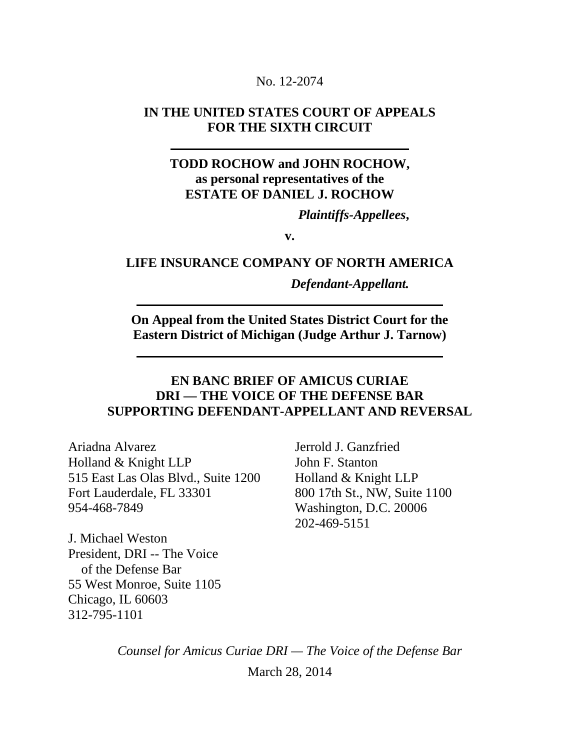No. 12-2074

**IN THE UNITED STATES COURT OF APPEALS**
**FOR THE SIXTH CIRCUIT**

---

**TODD ROCHOW and JOHN ROCHOW,**
**as personal representatives of the**
**ESTATE OF DANIEL J. ROCHOW**

***Plaintiffs-Appellees*,**

**v.**

**LIFE INSURANCE COMPANY OF NORTH AMERICA**

***Defendant-Appellant.***

---

**On Appeal from the United States District Court for the Eastern District of Michigan (Judge Arthur J. Tarnow)**

---

**EN BANC BRIEF OF AMICUS CURIAE**
**DRI — THE VOICE OF THE DEFENSE BAR**
**SUPPORTING DEFENDANT-APPELLANT AND REVERSAL**

Ariadna Alvarez
Holland & Knight LLP
515 East Las Olas Blvd., Suite 1200
Fort Lauderdale, FL 33301
954-468-7849

J. Michael Weston
President, DRI -- The Voice of the Defense Bar
55 West Monroe, Suite 1105
Chicago, IL 60603
312-795-1101

Jerrold J. Ganzfried
John F. Stanton
Holland & Knight LLP
800 17th St., NW, Suite 1100
Washington, D.C. 20006
202-469-5151

*Counsel for Amicus Curiae DRI — The Voice of the Defense Bar*

March 28, 2014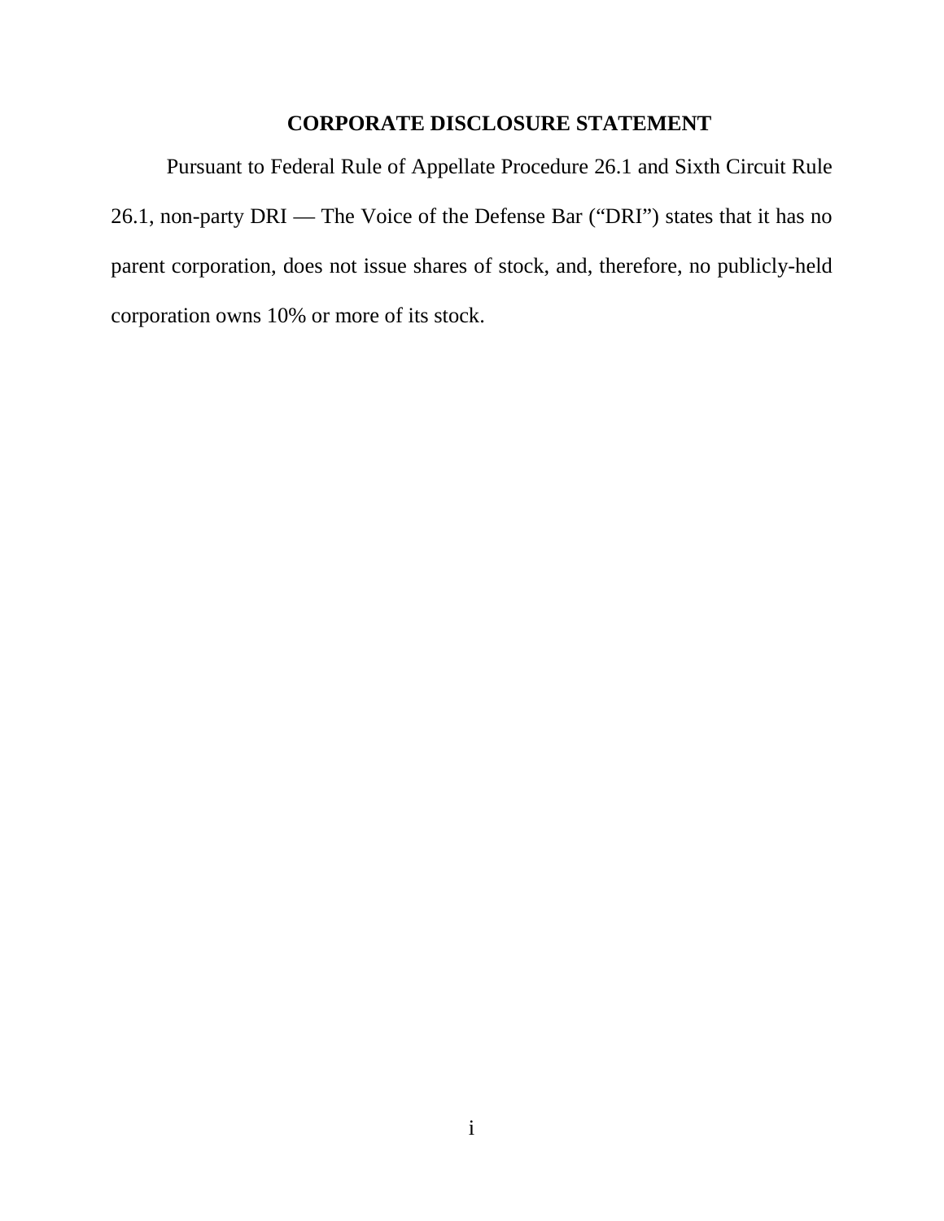# CORPORATE DISCLOSURE STATEMENT

Pursuant to Federal Rule of Appellate Procedure 26.1 and Sixth Circuit Rule 26.1, non-party DRI — The Voice of the Defense Bar ("DRI") states that it has no parent corporation, does not issue shares of stock, and, therefore, no publicly-held corporation owns 10% or more of its stock.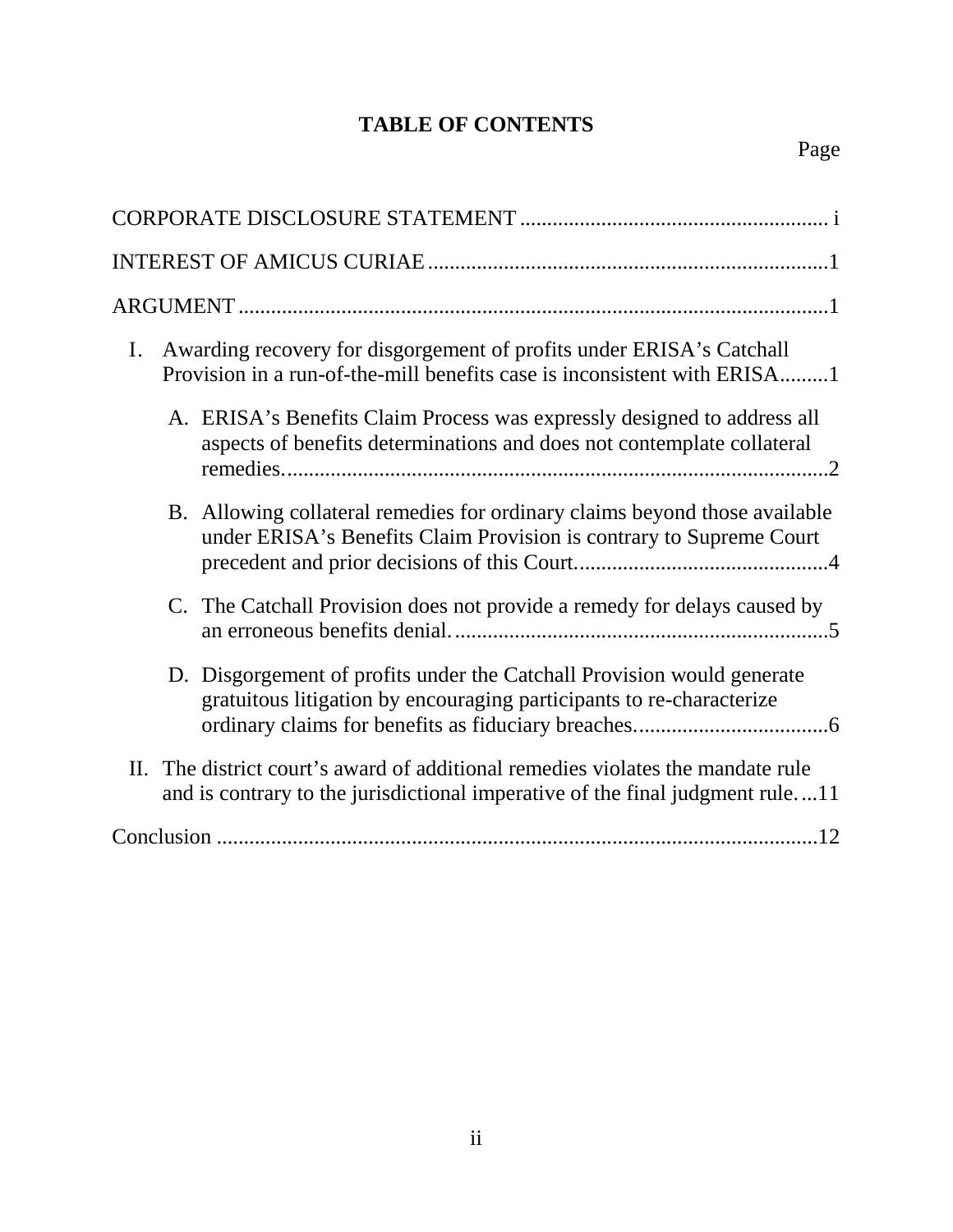# TABLE OF CONTENTS

Page

CORPORATE DISCLOSURE STATEMENT ........................................................ i

INTEREST OF AMICUS CURIAE ........................................................................1

ARGUMENT ...........................................................................................................1

I. Awarding recovery for disgorgement of profits under ERISA's Catchall Provision in a run-of-the-mill benefits case is inconsistent with ERISA.........1

A. ERISA's Benefits Claim Process was expressly designed to address all aspects of benefits determinations and does not contemplate collateral remedies..................................................................................................2

B. Allowing collateral remedies for ordinary claims beyond those available under ERISA's Benefits Claim Provision is contrary to Supreme Court precedent and prior decisions of this Court..............................................4

C. The Catchall Provision does not provide a remedy for delays caused by an erroneous benefits denial. ...................................................................5

D. Disgorgement of profits under the Catchall Provision would generate gratuitous litigation by encouraging participants to re-characterize ordinary claims for benefits as fiduciary breaches...................................6

II. The district court's award of additional remedies violates the mandate rule and is contrary to the jurisdictional imperative of the final judgment rule. ...11

Conclusion ..............................................................................................................12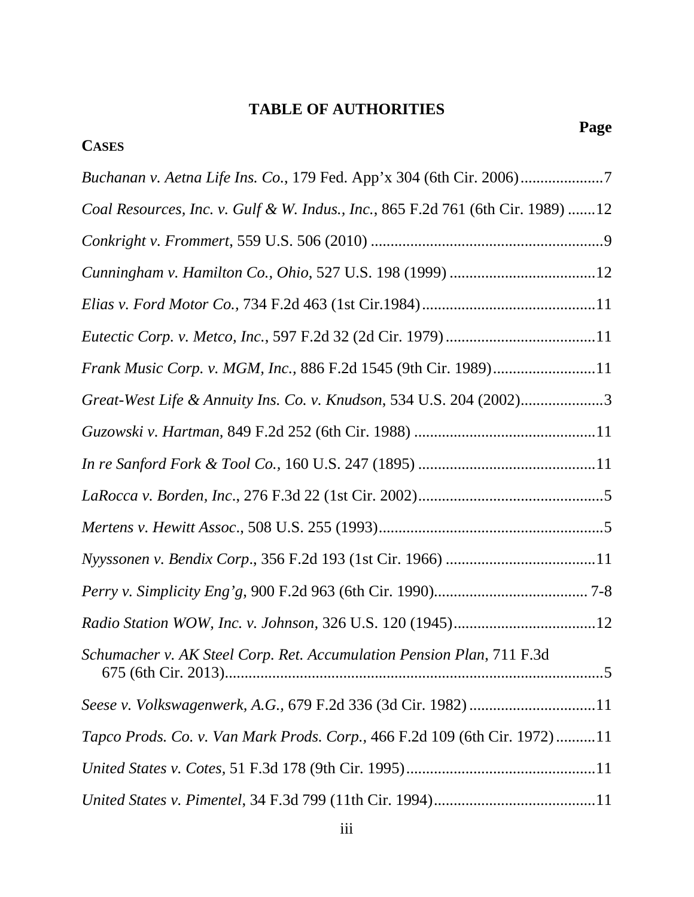# TABLE OF AUTHORITIES

**Page**

**CASES**

*Buchanan v. Aetna Life Ins. Co.*, 179 Fed. App'x 304 (6th Cir. 2006) ..................... 7

*Coal Resources, Inc. v. Gulf & W. Indus., Inc.*, 865 F.2d 761 (6th Cir. 1989) ....... 12

*Conkright v. Frommert*, 559 U.S. 506 (2010) ........................................................... 9

*Cunningham v. Hamilton Co., Ohio*, 527 U.S. 198 (1999) ..................................... 12

*Elias v. Ford Motor Co.*, 734 F.2d 463 (1st Cir.1984) ............................................ 11

*Eutectic Corp. v. Metco, Inc.*, 597 F.2d 32 (2d Cir. 1979) ...................................... 11

*Frank Music Corp. v. MGM, Inc.*, 886 F.2d 1545 (9th Cir. 1989) .......................... 11

*Great-West Life & Annuity Ins. Co. v. Knudson*, 534 U.S. 204 (2002) ..................... 3

*Guzowski v. Hartman*, 849 F.2d 252 (6th Cir. 1988) .............................................. 11

*In re Sanford Fork & Tool Co.*, 160 U.S. 247 (1895) ............................................. 11

*LaRocca v. Borden, Inc*., 276 F.3d 22 (1st Cir. 2002) ............................................... 5

*Mertens v. Hewitt Assoc*., 508 U.S. 255 (1993) ......................................................... 5

*Nyyssonen v. Bendix Corp*., 356 F.2d 193 (1st Cir. 1966) ...................................... 11

*Perry v. Simplicity Eng'g*, 900 F.2d 963 (6th Cir. 1990) ....................................... 7-8

*Radio Station WOW, Inc. v. Johnson*, 326 U.S. 120 (1945) .................................... 12

*Schumacher v. AK Steel Corp. Ret. Accumulation Pension Plan*, 711 F.3d 675 (6th Cir. 2013) ................................................................................................ 5

*Seese v. Volkswagenwerk, A.G.*, 679 F.2d 336 (3d Cir. 1982) ................................ 11

*Tapco Prods. Co. v. Van Mark Prods. Corp.*, 466 F.2d 109 (6th Cir. 1972) .......... 11

*United States v. Cotes*, 51 F.3d 178 (9th Cir. 1995) ................................................ 11

*United States v. Pimentel*, 34 F.3d 799 (11th Cir. 1994) ......................................... 11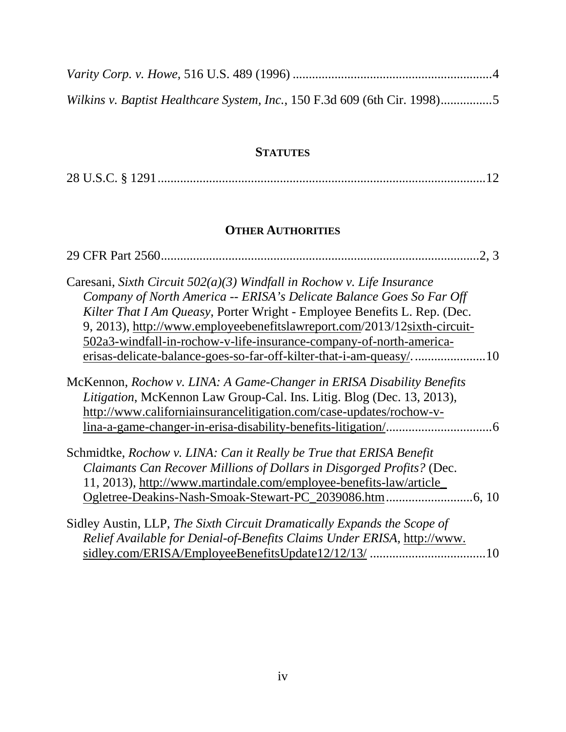*Varity Corp. v. Howe*, 516 U.S. 489 (1996) ..............................................................4

*Wilkins v. Baptist Healthcare System, Inc.*, 150 F.3d 609 (6th Cir. 1998)................5

## STATUTES

28 U.S.C. § 1291.....................................................................................................12

## OTHER AUTHORITIES

29 CFR Part 2560...................................................................................................2, 3

Caresani, *Sixth Circuit 502(a)(3) Windfall in Rochow v. Life Insurance Company of North America -- ERISA's Delicate Balance Goes So Far Off Kilter That I Am Queasy*, Porter Wright - Employee Benefits L. Rep. (Dec. 9, 2013), http://www.employeebenefitslawreport.com/2013/12sixth-circuit-502a3-windfall-in-rochow-v-life-insurance-company-of-north-america-erisas-delicate-balance-goes-so-far-off-kilter-that-i-am-queasy/. .....................10

McKennon, *Rochow v. LINA: A Game-Changer in ERISA Disability Benefits Litigation*, McKennon Law Group-Cal. Ins. Litig. Blog (Dec. 13, 2013), http://www.californiainsurancelitigation.com/case-updates/rochow-v-lina-a-game-changer-in-erisa-disability-benefits-litigation/.................................6

Schmidtke, *Rochow v. LINA: Can it Really be True that ERISA Benefit Claimants Can Recover Millions of Dollars in Disgorged Profits?* (Dec. 11, 2013), http://www.martindale.com/employee-benefits-law/article_Ogletree-Deakins-Nash-Smoak-Stewart-PC_2039086.htm...........................6, 10

Sidley Austin, LLP, *The Sixth Circuit Dramatically Expands the Scope of Relief Available for Denial-of-Benefits Claims Under ERISA*, http://www.sidley.com/ERISA/EmployeeBenefitsUpdate12/12/13/ ....................................10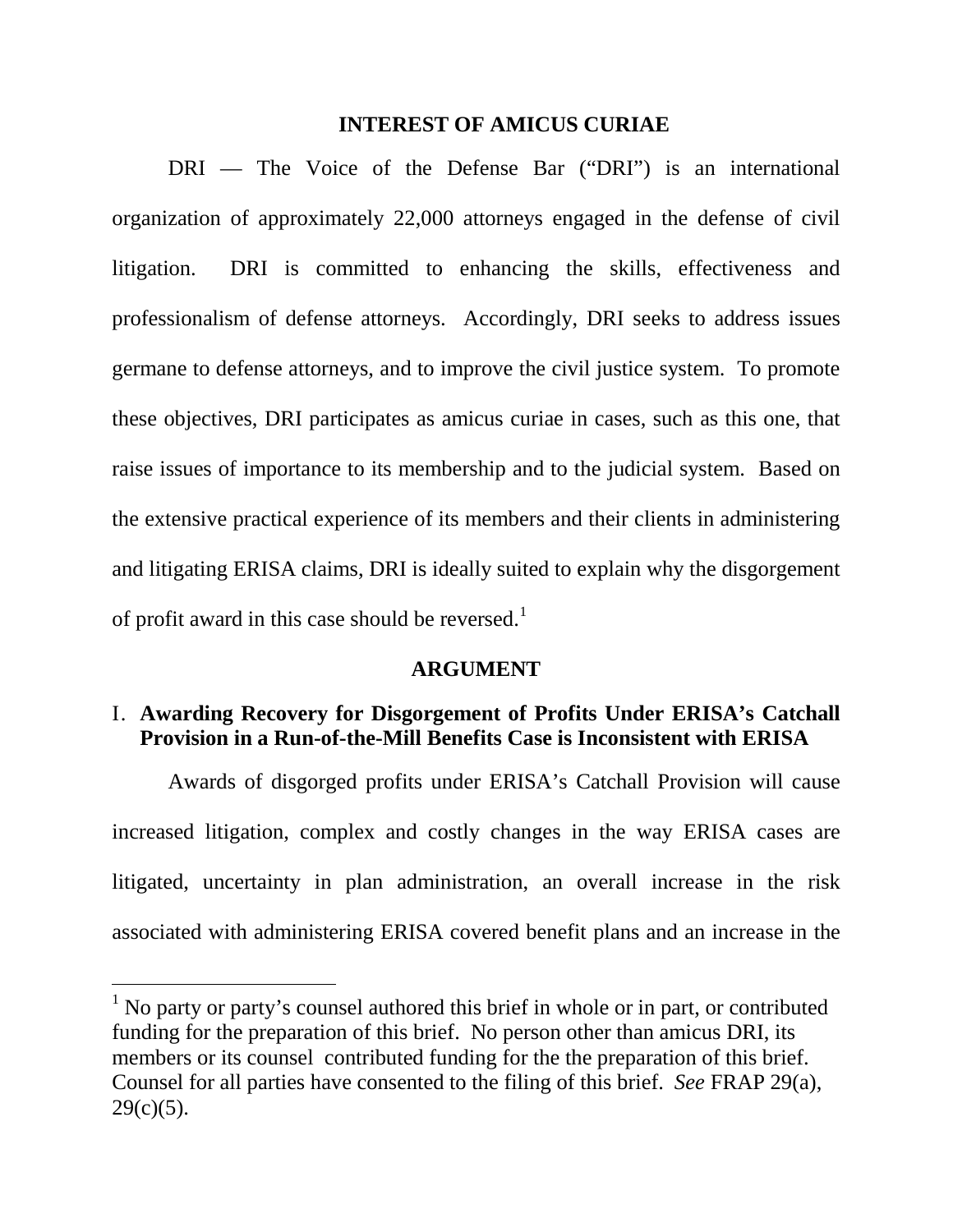## INTEREST OF AMICUS CURIAE

DRI — The Voice of the Defense Bar ("DRI") is an international organization of approximately 22,000 attorneys engaged in the defense of civil litigation. DRI is committed to enhancing the skills, effectiveness and professionalism of defense attorneys. Accordingly, DRI seeks to address issues germane to defense attorneys, and to improve the civil justice system. To promote these objectives, DRI participates as amicus curiae in cases, such as this one, that raise issues of importance to its membership and to the judicial system. Based on the extensive practical experience of its members and their clients in administering and litigating ERISA claims, DRI is ideally suited to explain why the disgorgement of profit award in this case should be reversed.[1]

## ARGUMENT

### I. Awarding Recovery for Disgorgement of Profits Under ERISA's Catchall Provision in a Run-of-the-Mill Benefits Case is Inconsistent with ERISA

Awards of disgorged profits under ERISA's Catchall Provision will cause increased litigation, complex and costly changes in the way ERISA cases are litigated, uncertainty in plan administration, an overall increase in the risk associated with administering ERISA covered benefit plans and an increase in the

---

[1] No party or party's counsel authored this brief in whole or in part, or contributed funding for the preparation of this brief. No person other than amicus DRI, its members or its counsel contributed funding for the the preparation of this brief. Counsel for all parties have consented to the filing of this brief. *See* FRAP 29(a), 29(c)(5).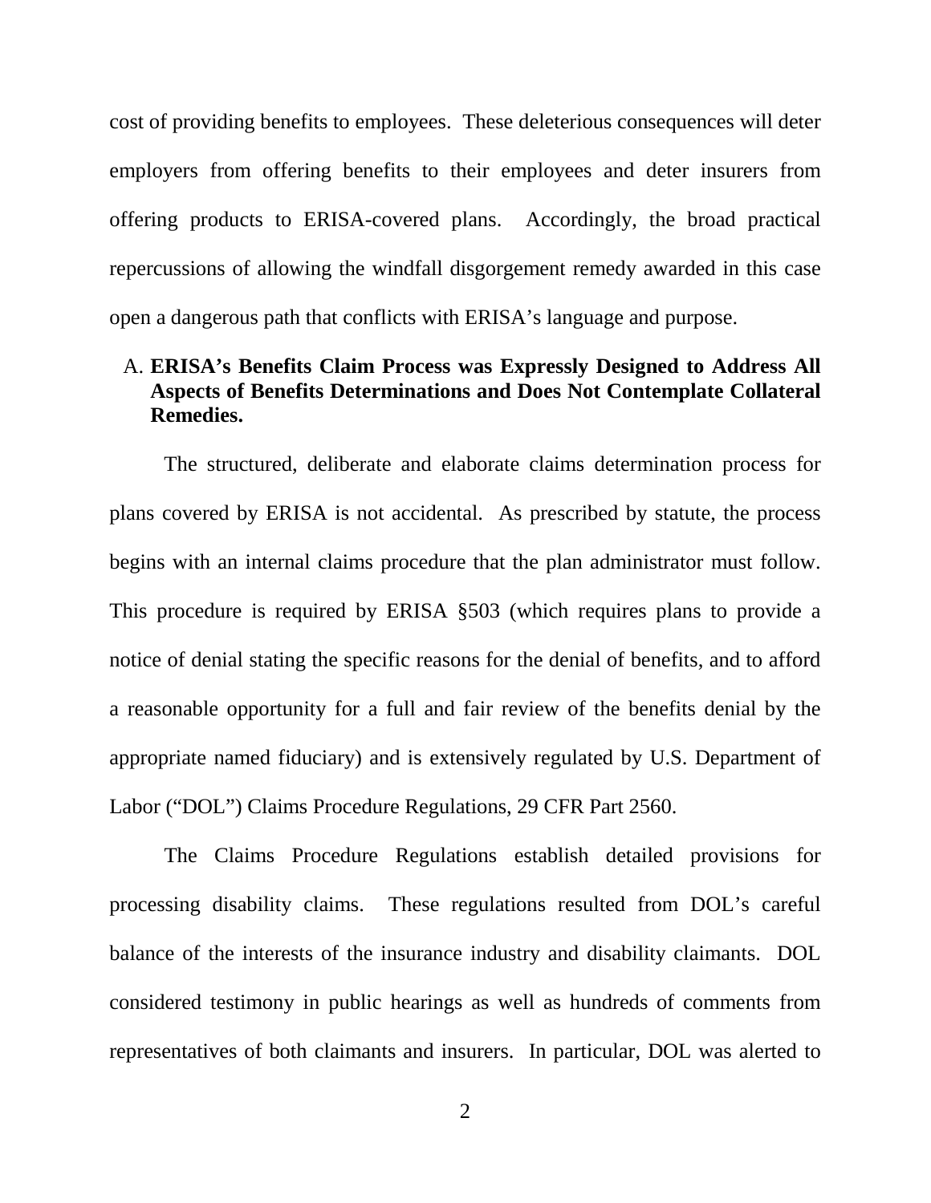cost of providing benefits to employees. These deleterious consequences will deter employers from offering benefits to their employees and deter insurers from offering products to ERISA-covered plans. Accordingly, the broad practical repercussions of allowing the windfall disgorgement remedy awarded in this case open a dangerous path that conflicts with ERISA's language and purpose.

### A. ERISA's Benefits Claim Process was Expressly Designed to Address All Aspects of Benefits Determinations and Does Not Contemplate Collateral Remedies.

The structured, deliberate and elaborate claims determination process for plans covered by ERISA is not accidental. As prescribed by statute, the process begins with an internal claims procedure that the plan administrator must follow. This procedure is required by ERISA §503 (which requires plans to provide a notice of denial stating the specific reasons for the denial of benefits, and to afford a reasonable opportunity for a full and fair review of the benefits denial by the appropriate named fiduciary) and is extensively regulated by U.S. Department of Labor ("DOL") Claims Procedure Regulations, 29 CFR Part 2560.

The Claims Procedure Regulations establish detailed provisions for processing disability claims. These regulations resulted from DOL's careful balance of the interests of the insurance industry and disability claimants. DOL considered testimony in public hearings as well as hundreds of comments from representatives of both claimants and insurers. In particular, DOL was alerted to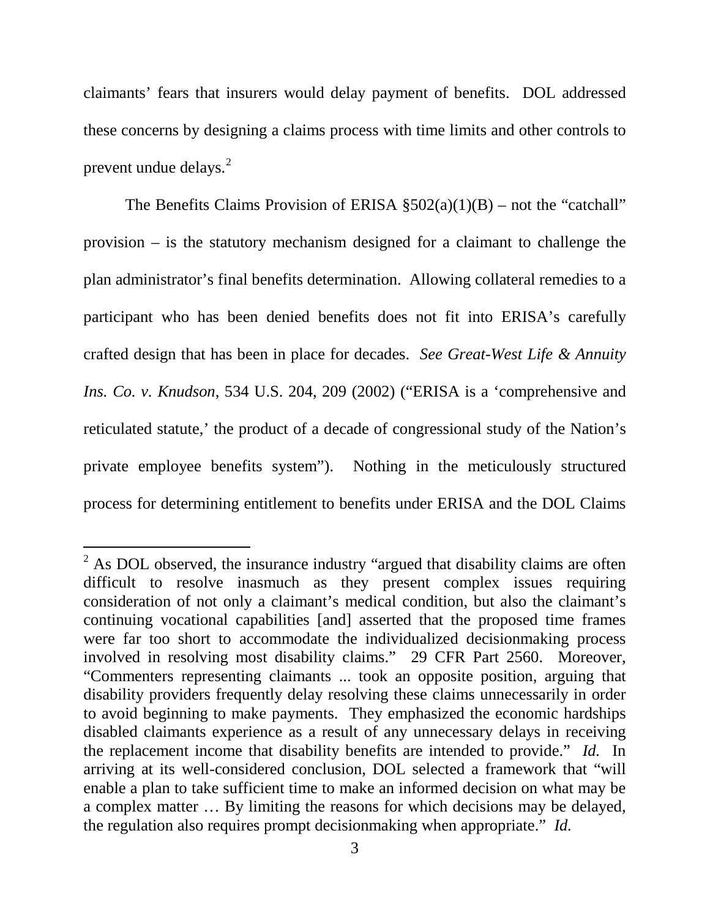claimants' fears that insurers would delay payment of benefits. DOL addressed these concerns by designing a claims process with time limits and other controls to prevent undue delays.[2]

The Benefits Claims Provision of ERISA §502(a)(1)(B) – not the "catchall" provision – is the statutory mechanism designed for a claimant to challenge the plan administrator's final benefits determination. Allowing collateral remedies to a participant who has been denied benefits does not fit into ERISA's carefully crafted design that has been in place for decades. *See Great-West Life & Annuity Ins. Co. v. Knudson*, 534 U.S. 204, 209 (2002) ("ERISA is a 'comprehensive and reticulated statute,' the product of a decade of congressional study of the Nation's private employee benefits system"). Nothing in the meticulously structured process for determining entitlement to benefits under ERISA and the DOL Claims

---

[2] As DOL observed, the insurance industry "argued that disability claims are often difficult to resolve inasmuch as they present complex issues requiring consideration of not only a claimant's medical condition, but also the claimant's continuing vocational capabilities [and] asserted that the proposed time frames were far too short to accommodate the individualized decisionmaking process involved in resolving most disability claims." 29 CFR Part 2560. Moreover, "Commenters representing claimants ... took an opposite position, arguing that disability providers frequently delay resolving these claims unnecessarily in order to avoid beginning to make payments. They emphasized the economic hardships disabled claimants experience as a result of any unnecessary delays in receiving the replacement income that disability benefits are intended to provide." *Id.* In arriving at its well-considered conclusion, DOL selected a framework that "will enable a plan to take sufficient time to make an informed decision on what may be a complex matter … By limiting the reasons for which decisions may be delayed, the regulation also requires prompt decisionmaking when appropriate." *Id.*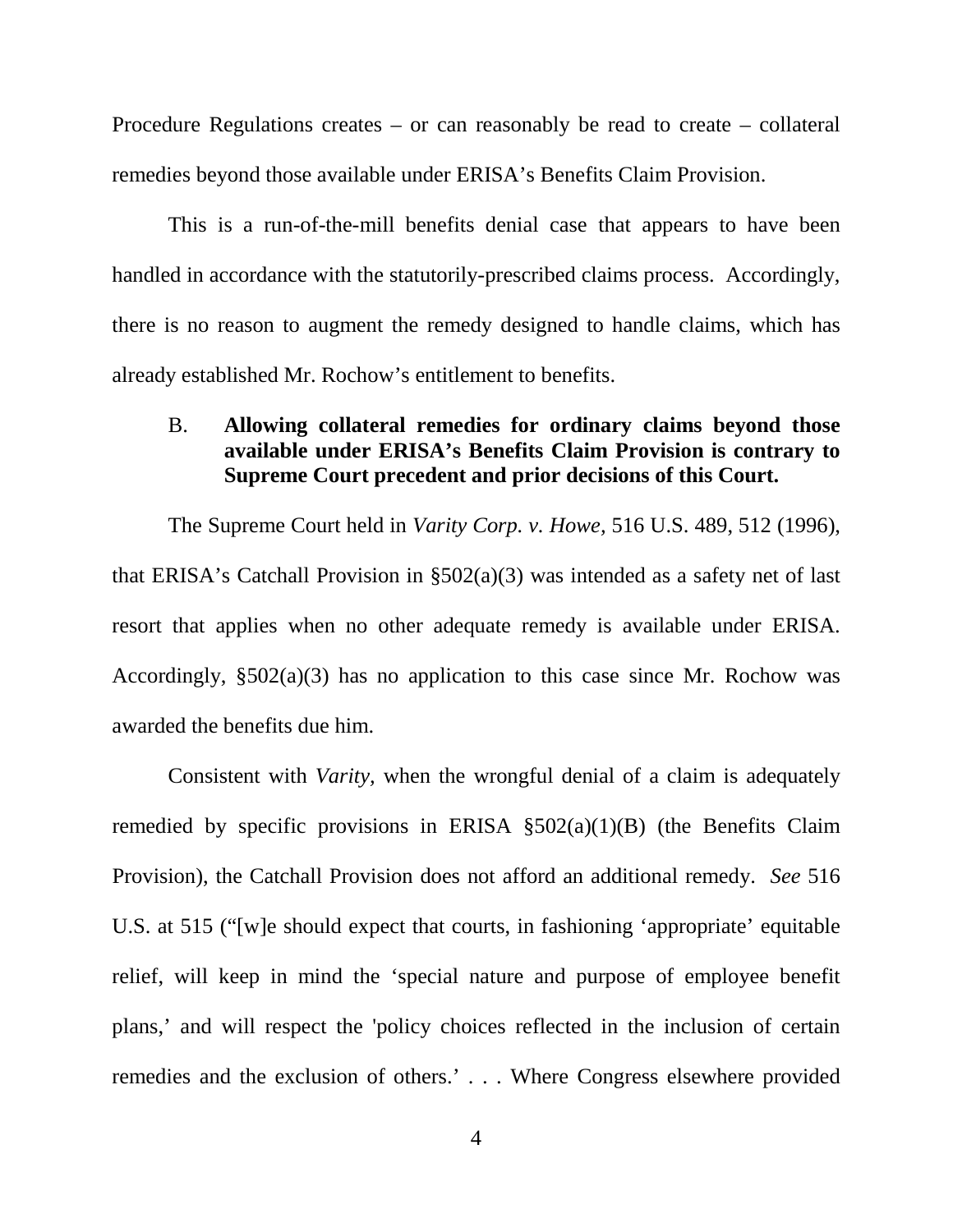Procedure Regulations creates – or can reasonably be read to create – collateral remedies beyond those available under ERISA's Benefits Claim Provision.

This is a run-of-the-mill benefits denial case that appears to have been handled in accordance with the statutorily-prescribed claims process. Accordingly, there is no reason to augment the remedy designed to handle claims, which has already established Mr. Rochow's entitlement to benefits.

### B. **Allowing collateral remedies for ordinary claims beyond those available under ERISA's Benefits Claim Provision is contrary to Supreme Court precedent and prior decisions of this Court.**

The Supreme Court held in *Varity Corp. v. Howe,* 516 U.S. 489, 512 (1996), that ERISA's Catchall Provision in §502(a)(3) was intended as a safety net of last resort that applies when no other adequate remedy is available under ERISA. Accordingly, §502(a)(3) has no application to this case since Mr. Rochow was awarded the benefits due him.

Consistent with *Varity,* when the wrongful denial of a claim is adequately remedied by specific provisions in ERISA §502(a)(1)(B) (the Benefits Claim Provision), the Catchall Provision does not afford an additional remedy. *See* 516 U.S. at 515 ("[w]e should expect that courts, in fashioning 'appropriate' equitable relief, will keep in mind the 'special nature and purpose of employee benefit plans,' and will respect the 'policy choices reflected in the inclusion of certain remedies and the exclusion of others.' . . . Where Congress elsewhere provided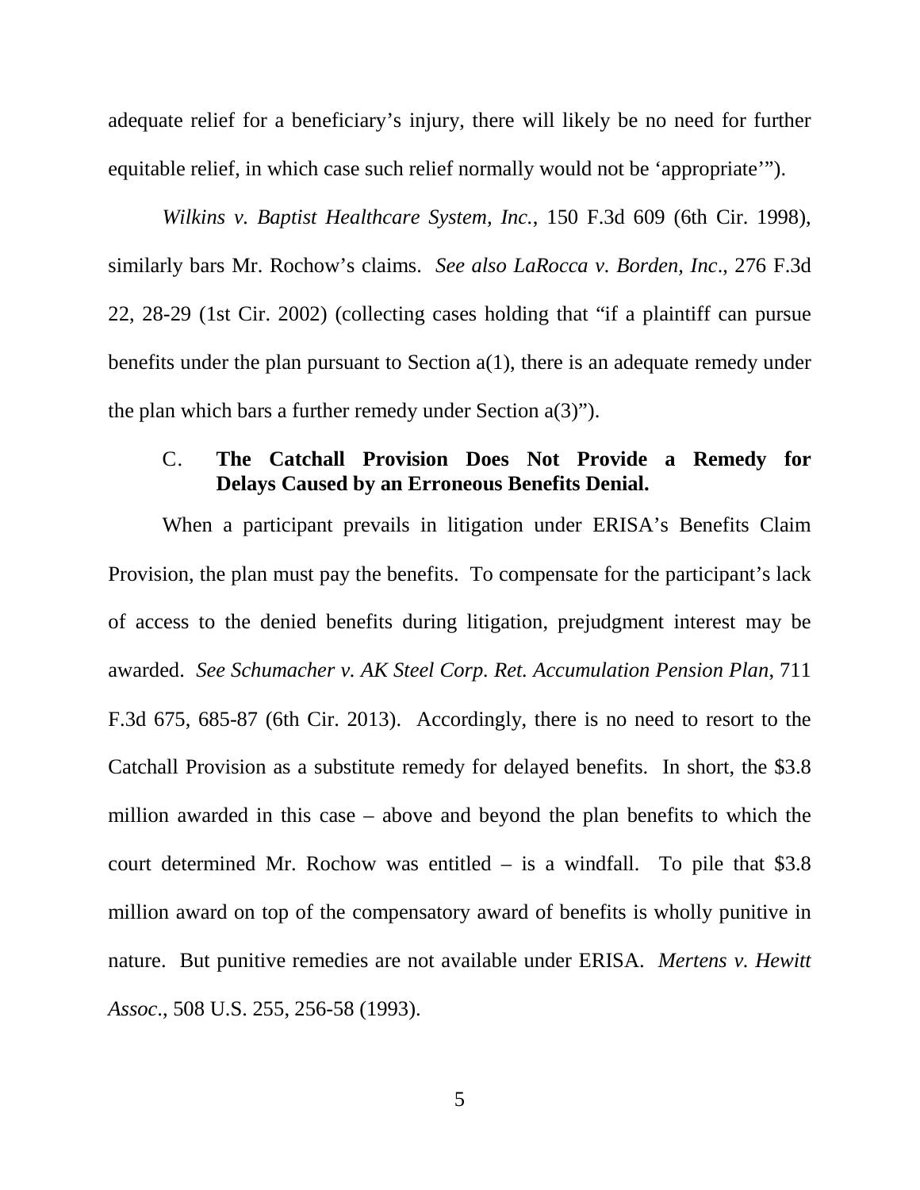adequate relief for a beneficiary's injury, there will likely be no need for further equitable relief, in which case such relief normally would not be 'appropriate'").

*Wilkins v. Baptist Healthcare System, Inc.*, 150 F.3d 609 (6th Cir. 1998), similarly bars Mr. Rochow's claims. *See also LaRocca v. Borden, Inc*., 276 F.3d 22, 28-29 (1st Cir. 2002) (collecting cases holding that "if a plaintiff can pursue benefits under the plan pursuant to Section a(1), there is an adequate remedy under the plan which bars a further remedy under Section a(3)").

### C. **The Catchall Provision Does Not Provide a Remedy for Delays Caused by an Erroneous Benefits Denial.**

When a participant prevails in litigation under ERISA's Benefits Claim Provision, the plan must pay the benefits. To compensate for the participant's lack of access to the denied benefits during litigation, prejudgment interest may be awarded. *See Schumacher v. AK Steel Corp. Ret. Accumulation Pension Plan*, 711 F.3d 675, 685-87 (6th Cir. 2013). Accordingly, there is no need to resort to the Catchall Provision as a substitute remedy for delayed benefits. In short, the $3.8 million awarded in this case – above and beyond the plan benefits to which the court determined Mr. Rochow was entitled – is a windfall. To pile that $3.8 million award on top of the compensatory award of benefits is wholly punitive in nature. But punitive remedies are not available under ERISA. *Mertens v. Hewitt Assoc*., 508 U.S. 255, 256-58 (1993).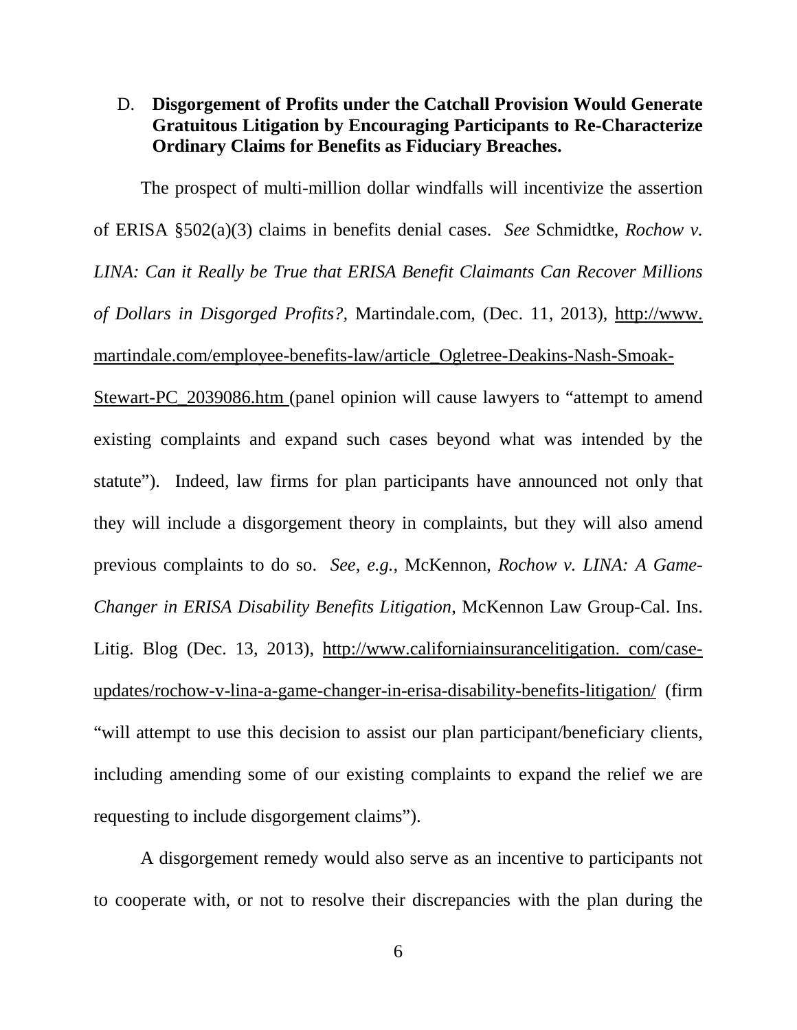### D. **Disgorgement of Profits under the Catchall Provision Would Generate Gratuitous Litigation by Encouraging Participants to Re-Characterize Ordinary Claims for Benefits as Fiduciary Breaches.**

The prospect of multi-million dollar windfalls will incentivize the assertion of ERISA §502(a)(3) claims in benefits denial cases. *See* Schmidtke, *Rochow v. LINA: Can it Really be True that ERISA Benefit Claimants Can Recover Millions of Dollars in Disgorged Profits?*, Martindale.com, (Dec. 11, 2013), http://www.martindale.com/employee-benefits-law/article_Ogletree-Deakins-Nash-Smoak-Stewart-PC_2039086.htm (panel opinion will cause lawyers to "attempt to amend existing complaints and expand such cases beyond what was intended by the statute"). Indeed, law firms for plan participants have announced not only that they will include a disgorgement theory in complaints, but they will also amend previous complaints to do so. *See, e.g.*, McKennon, *Rochow v. LINA: A Game-Changer in ERISA Disability Benefits Litigation*, McKennon Law Group-Cal. Ins. Litig. Blog (Dec. 13, 2013), http://www.californiainsurancelitigation.com/case-updates/rochow-v-lina-a-game-changer-in-erisa-disability-benefits-litigation/ (firm "will attempt to use this decision to assist our plan participant/beneficiary clients, including amending some of our existing complaints to expand the relief we are requesting to include disgorgement claims").

A disgorgement remedy would also serve as an incentive to participants not to cooperate with, or not to resolve their discrepancies with the plan during the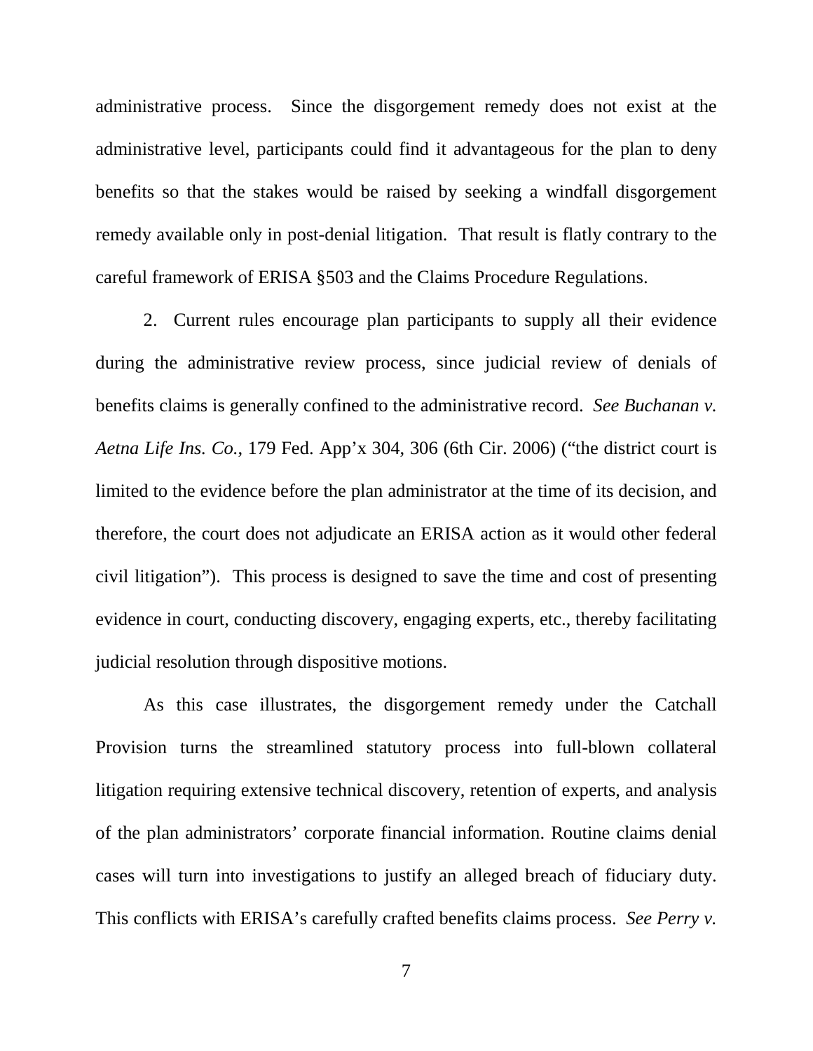administrative process. Since the disgorgement remedy does not exist at the administrative level, participants could find it advantageous for the plan to deny benefits so that the stakes would be raised by seeking a windfall disgorgement remedy available only in post-denial litigation. That result is flatly contrary to the careful framework of ERISA §503 and the Claims Procedure Regulations.

2. Current rules encourage plan participants to supply all their evidence during the administrative review process, since judicial review of denials of benefits claims is generally confined to the administrative record. *See Buchanan v. Aetna Life Ins. Co.*, 179 Fed. App'x 304, 306 (6th Cir. 2006) ("the district court is limited to the evidence before the plan administrator at the time of its decision, and therefore, the court does not adjudicate an ERISA action as it would other federal civil litigation"). This process is designed to save the time and cost of presenting evidence in court, conducting discovery, engaging experts, etc., thereby facilitating judicial resolution through dispositive motions.

As this case illustrates, the disgorgement remedy under the Catchall Provision turns the streamlined statutory process into full-blown collateral litigation requiring extensive technical discovery, retention of experts, and analysis of the plan administrators' corporate financial information. Routine claims denial cases will turn into investigations to justify an alleged breach of fiduciary duty. This conflicts with ERISA's carefully crafted benefits claims process. *See Perry v.*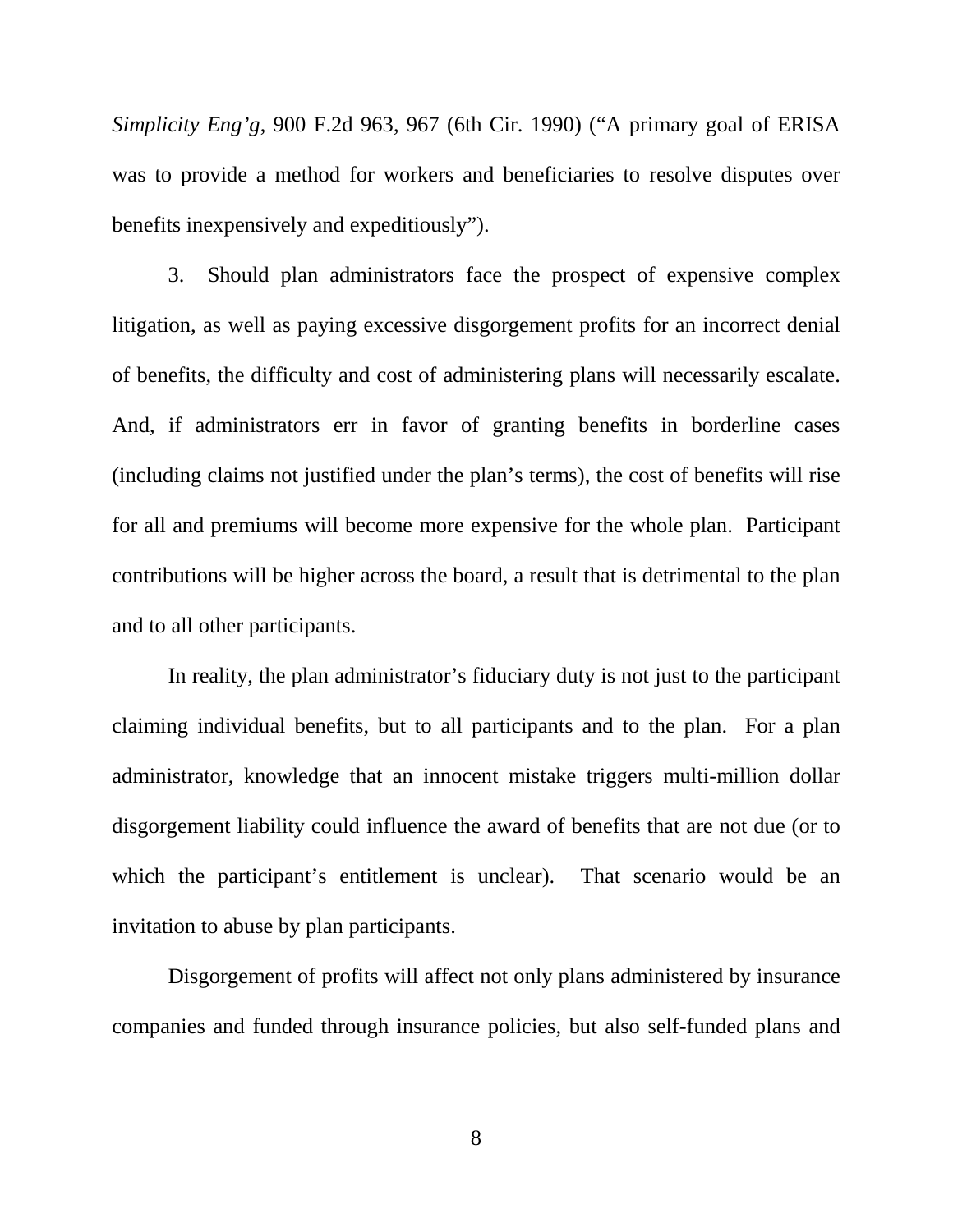*Simplicity Eng'g*, 900 F.2d 963, 967 (6th Cir. 1990) ("A primary goal of ERISA was to provide a method for workers and beneficiaries to resolve disputes over benefits inexpensively and expeditiously").

3. Should plan administrators face the prospect of expensive complex litigation, as well as paying excessive disgorgement profits for an incorrect denial of benefits, the difficulty and cost of administering plans will necessarily escalate. And, if administrators err in favor of granting benefits in borderline cases (including claims not justified under the plan's terms), the cost of benefits will rise for all and premiums will become more expensive for the whole plan. Participant contributions will be higher across the board, a result that is detrimental to the plan and to all other participants.

In reality, the plan administrator's fiduciary duty is not just to the participant claiming individual benefits, but to all participants and to the plan. For a plan administrator, knowledge that an innocent mistake triggers multi-million dollar disgorgement liability could influence the award of benefits that are not due (or to which the participant's entitlement is unclear). That scenario would be an invitation to abuse by plan participants.

Disgorgement of profits will affect not only plans administered by insurance companies and funded through insurance policies, but also self-funded plans and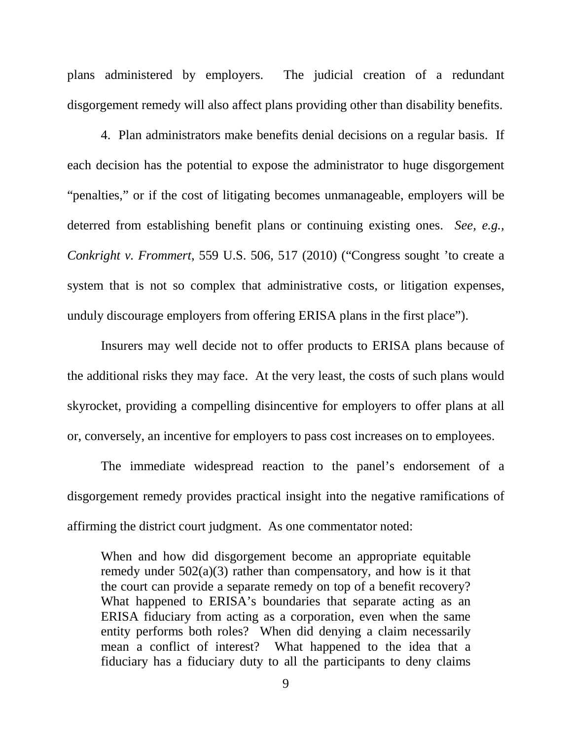plans administered by employers. The judicial creation of a redundant disgorgement remedy will also affect plans providing other than disability benefits.

4. Plan administrators make benefits denial decisions on a regular basis. If each decision has the potential to expose the administrator to huge disgorgement "penalties," or if the cost of litigating becomes unmanageable, employers will be deterred from establishing benefit plans or continuing existing ones. *See, e.g.*, *Conkright v. Frommert*, 559 U.S. 506, 517 (2010) ("Congress sought 'to create a system that is not so complex that administrative costs, or litigation expenses, unduly discourage employers from offering ERISA plans in the first place").

Insurers may well decide not to offer products to ERISA plans because of the additional risks they may face. At the very least, the costs of such plans would skyrocket, providing a compelling disincentive for employers to offer plans at all or, conversely, an incentive for employers to pass cost increases on to employees.

The immediate widespread reaction to the panel's endorsement of a disgorgement remedy provides practical insight into the negative ramifications of affirming the district court judgment. As one commentator noted:

> When and how did disgorgement become an appropriate equitable remedy under 502(a)(3) rather than compensatory, and how is it that the court can provide a separate remedy on top of a benefit recovery? What happened to ERISA's boundaries that separate acting as an ERISA fiduciary from acting as a corporation, even when the same entity performs both roles? When did denying a claim necessarily mean a conflict of interest? What happened to the idea that a fiduciary has a fiduciary duty to all the participants to deny claims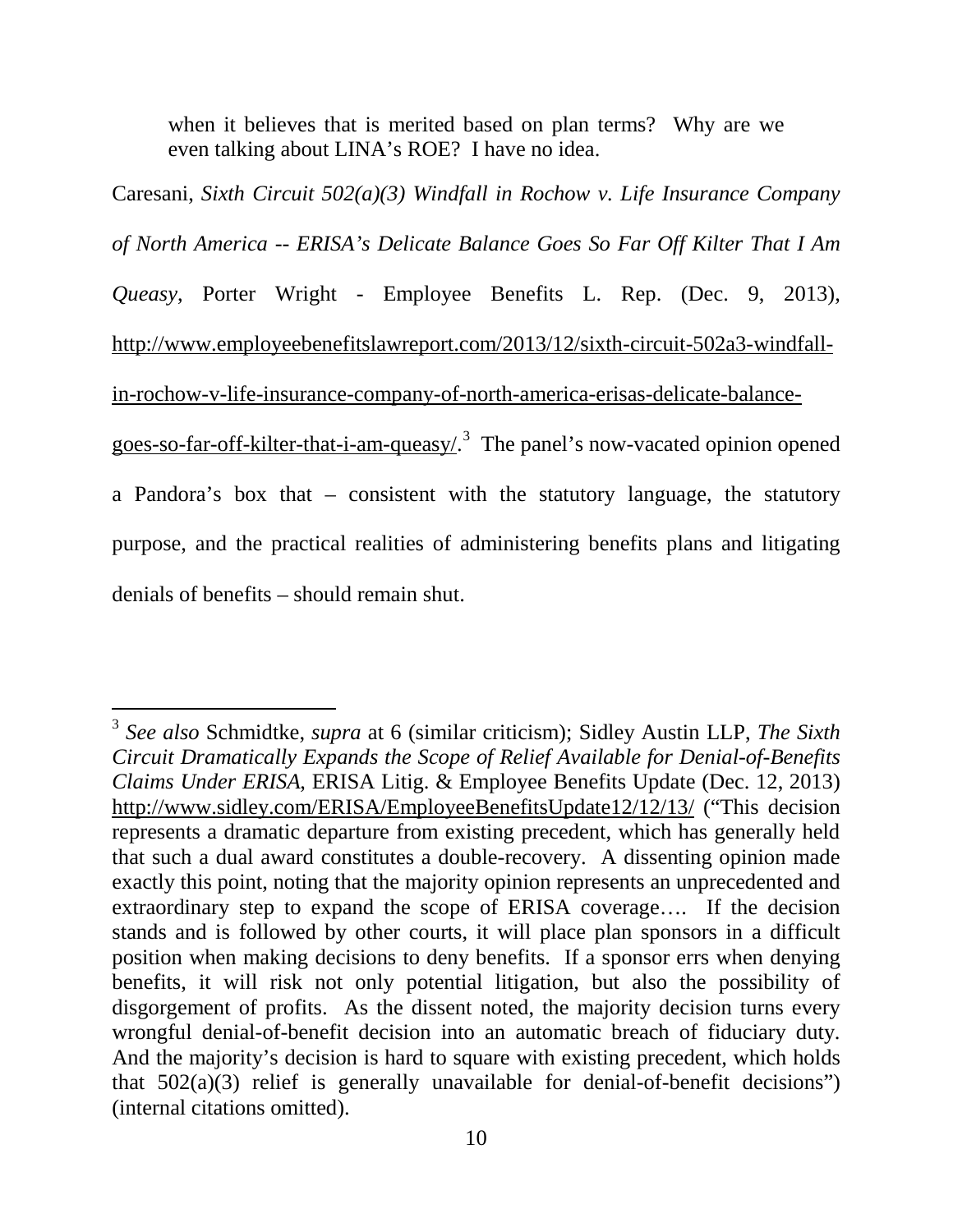> when it believes that is merited based on plan terms? Why are we even talking about LINA's ROE? I have no idea.

Caresani, *Sixth Circuit 502(a)(3) Windfall in Rochow v. Life Insurance Company of North America -- ERISA's Delicate Balance Goes So Far Off Kilter That I Am Queasy*, Porter Wright - Employee Benefits L. Rep. (Dec. 9, 2013), http://www.employeebenefitslawreport.com/2013/12/sixth-circuit-502a3-windfall-in-rochow-v-life-insurance-company-of-north-america-erisas-delicate-balance-goes-so-far-off-kilter-that-i-am-queasy/.[3] The panel's now-vacated opinion opened a Pandora's box that – consistent with the statutory language, the statutory purpose, and the practical realities of administering benefits plans and litigating denials of benefits – should remain shut.

---

[3] *See also* Schmidtke, *supra* at 6 (similar criticism); Sidley Austin LLP, *The Sixth Circuit Dramatically Expands the Scope of Relief Available for Denial-of-Benefits Claims Under ERISA*, ERISA Litig. & Employee Benefits Update (Dec. 12, 2013) http://www.sidley.com/ERISA/EmployeeBenefitsUpdate12/12/13/ ("This decision represents a dramatic departure from existing precedent, which has generally held that such a dual award constitutes a double-recovery. A dissenting opinion made exactly this point, noting that the majority opinion represents an unprecedented and extraordinary step to expand the scope of ERISA coverage…. If the decision stands and is followed by other courts, it will place plan sponsors in a difficult position when making decisions to deny benefits. If a sponsor errs when denying benefits, it will risk not only potential litigation, but also the possibility of disgorgement of profits. As the dissent noted, the majority decision turns every wrongful denial-of-benefit decision into an automatic breach of fiduciary duty. And the majority's decision is hard to square with existing precedent, which holds that 502(a)(3) relief is generally unavailable for denial-of-benefit decisions") (internal citations omitted).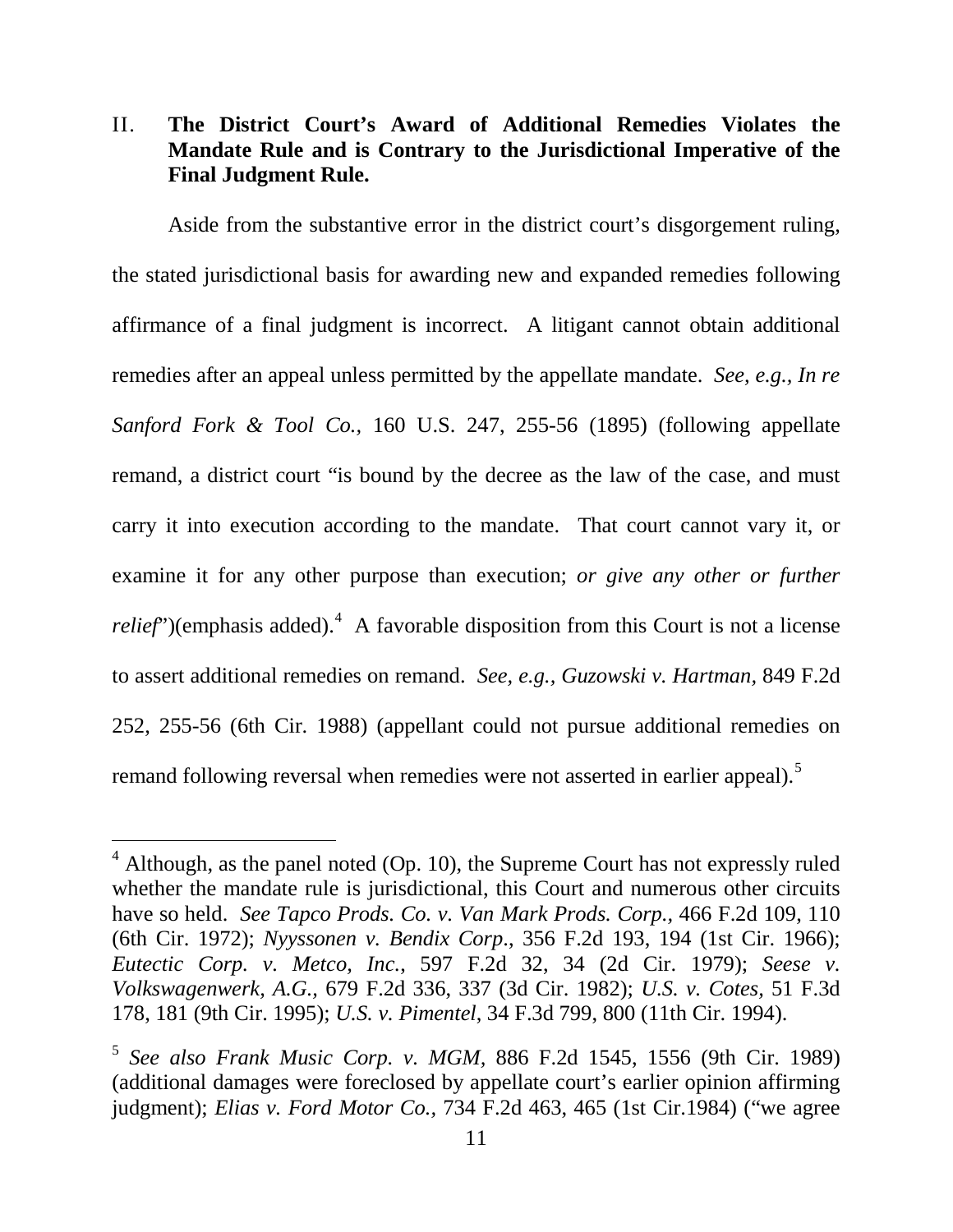## II. The District Court's Award of Additional Remedies Violates the Mandate Rule and is Contrary to the Jurisdictional Imperative of the Final Judgment Rule.

Aside from the substantive error in the district court's disgorgement ruling, the stated jurisdictional basis for awarding new and expanded remedies following affirmance of a final judgment is incorrect. A litigant cannot obtain additional remedies after an appeal unless permitted by the appellate mandate. *See, e.g., In re Sanford Fork & Tool Co.,* 160 U.S. 247, 255-56 (1895) (following appellate remand, a district court "is bound by the decree as the law of the case, and must carry it into execution according to the mandate. That court cannot vary it, or examine it for any other purpose than execution; *or give any other or further relief*")(emphasis added).[4] A favorable disposition from this Court is not a license to assert additional remedies on remand. *See, e.g., Guzowski v. Hartman,* 849 F.2d 252, 255-56 (6th Cir. 1988) (appellant could not pursue additional remedies on remand following reversal when remedies were not asserted in earlier appeal).[5]

---

[4] Although, as the panel noted (Op. 10), the Supreme Court has not expressly ruled whether the mandate rule is jurisdictional, this Court and numerous other circuits have so held. *See Tapco Prods. Co. v. Van Mark Prods. Corp.,* 466 F.2d 109, 110 (6th Cir. 1972); *Nyyssonen v. Bendix Corp*., 356 F.2d 193, 194 (1st Cir. 1966); *Eutectic Corp. v. Metco, Inc.,* 597 F.2d 32, 34 (2d Cir. 1979); *Seese v. Volkswagenwerk, A.G.,* 679 F.2d 336, 337 (3d Cir. 1982); *U.S. v. Cotes,* 51 F.3d 178, 181 (9th Cir. 1995); *U.S. v. Pimentel*, 34 F.3d 799, 800 (11th Cir. 1994).

[5] *See also Frank Music Corp. v. MGM,* 886 F.2d 1545, 1556 (9th Cir. 1989) (additional damages were foreclosed by appellate court's earlier opinion affirming judgment); *Elias v. Ford Motor Co.,* 734 F.2d 463, 465 (1st Cir.1984) ("we agree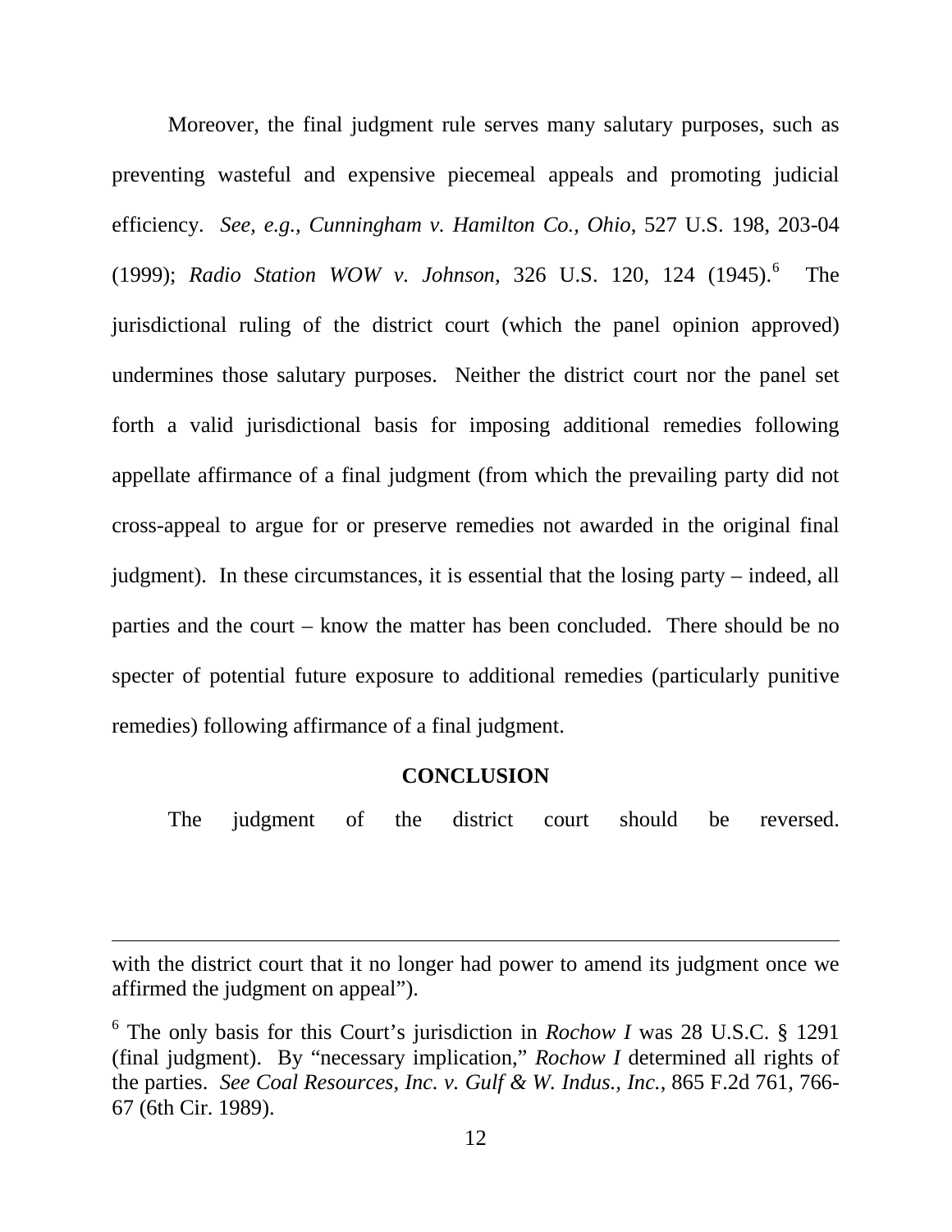Moreover, the final judgment rule serves many salutary purposes, such as preventing wasteful and expensive piecemeal appeals and promoting judicial efficiency. *See, e.g.*, *Cunningham v. Hamilton Co., Ohio*, 527 U.S. 198, 203-04 (1999); *Radio Station WOW v. Johnson*, 326 U.S. 120, 124 (1945).[6] The jurisdictional ruling of the district court (which the panel opinion approved) undermines those salutary purposes. Neither the district court nor the panel set forth a valid jurisdictional basis for imposing additional remedies following appellate affirmance of a final judgment (from which the prevailing party did not cross-appeal to argue for or preserve remedies not awarded in the original final judgment). In these circumstances, it is essential that the losing party – indeed, all parties and the court – know the matter has been concluded. There should be no specter of potential future exposure to additional remedies (particularly punitive remedies) following affirmance of a final judgment.

**CONCLUSION**

The judgment of the district court should be reversed.

---

with the district court that it no longer had power to amend its judgment once we affirmed the judgment on appeal").

[6] The only basis for this Court's jurisdiction in *Rochow I* was 28 U.S.C. § 1291 (final judgment). By "necessary implication," *Rochow I* determined all rights of the parties. *See Coal Resources, Inc. v. Gulf & W. Indus., Inc.*, 865 F.2d 761, 766-67 (6th Cir. 1989).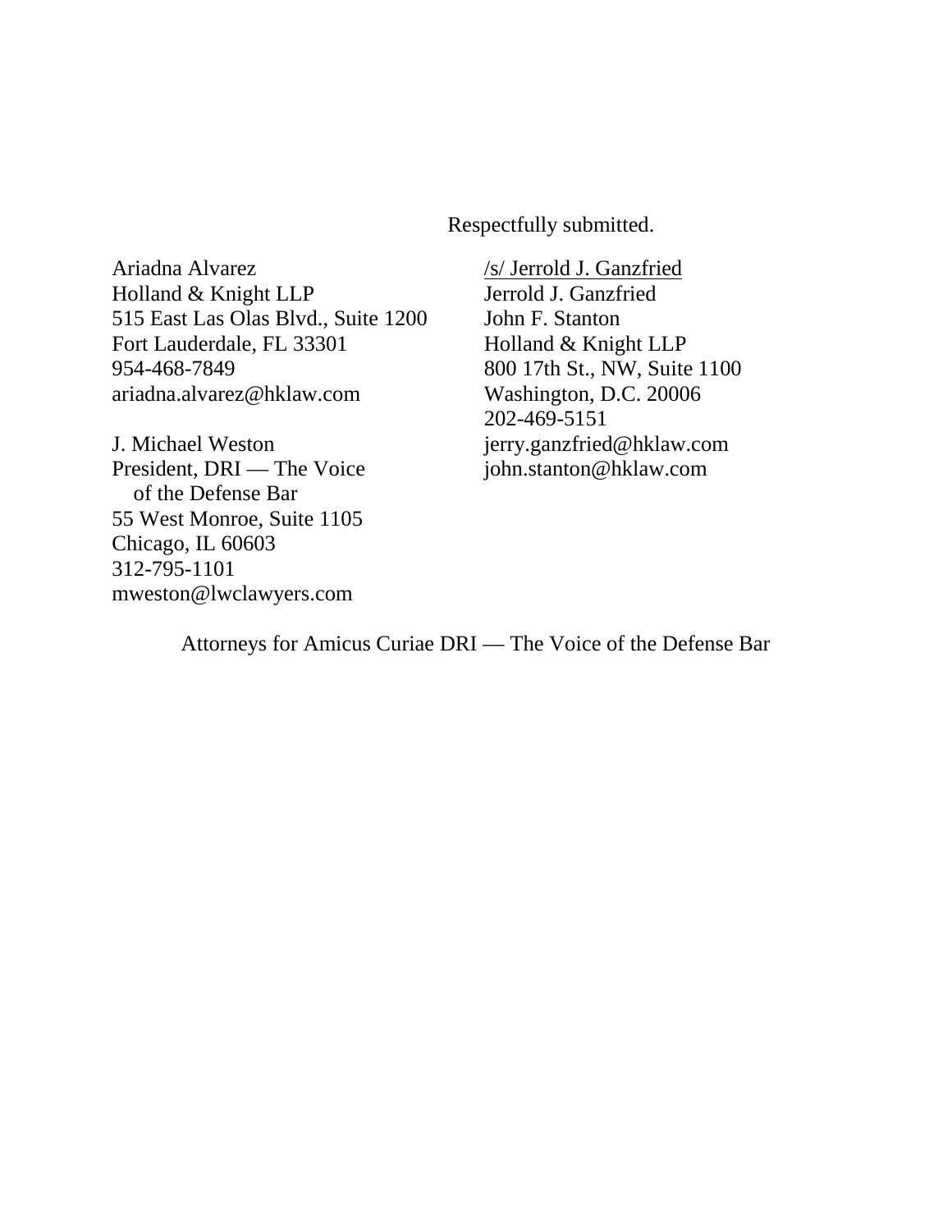Respectfully submitted.

/s/ Jerrold J. Ganzfried
Jerrold J. Ganzfried
John F. Stanton
Holland & Knight LLP
800 17th St., NW, Suite 1100
Washington, D.C. 20006
202-469-5151
jerry.ganzfried@hkLaw.com
john.stanton@hklaw.com

Ariadna Alvarez
Holland & Knight LLP
515 East Las Olas Blvd., Suite 1200
Fort Lauderdale, FL 33301
954-468-7849
ariadna.alvarez@hklaw.com

J. Michael Weston
President, DRI — The Voice of the Defense Bar
55 West Monroe, Suite 1105
Chicago, IL 60603
312-795-1101
mweston@lwclawyers.com

Attorneys for Amicus Curiae DRI — The Voice of the Defense Bar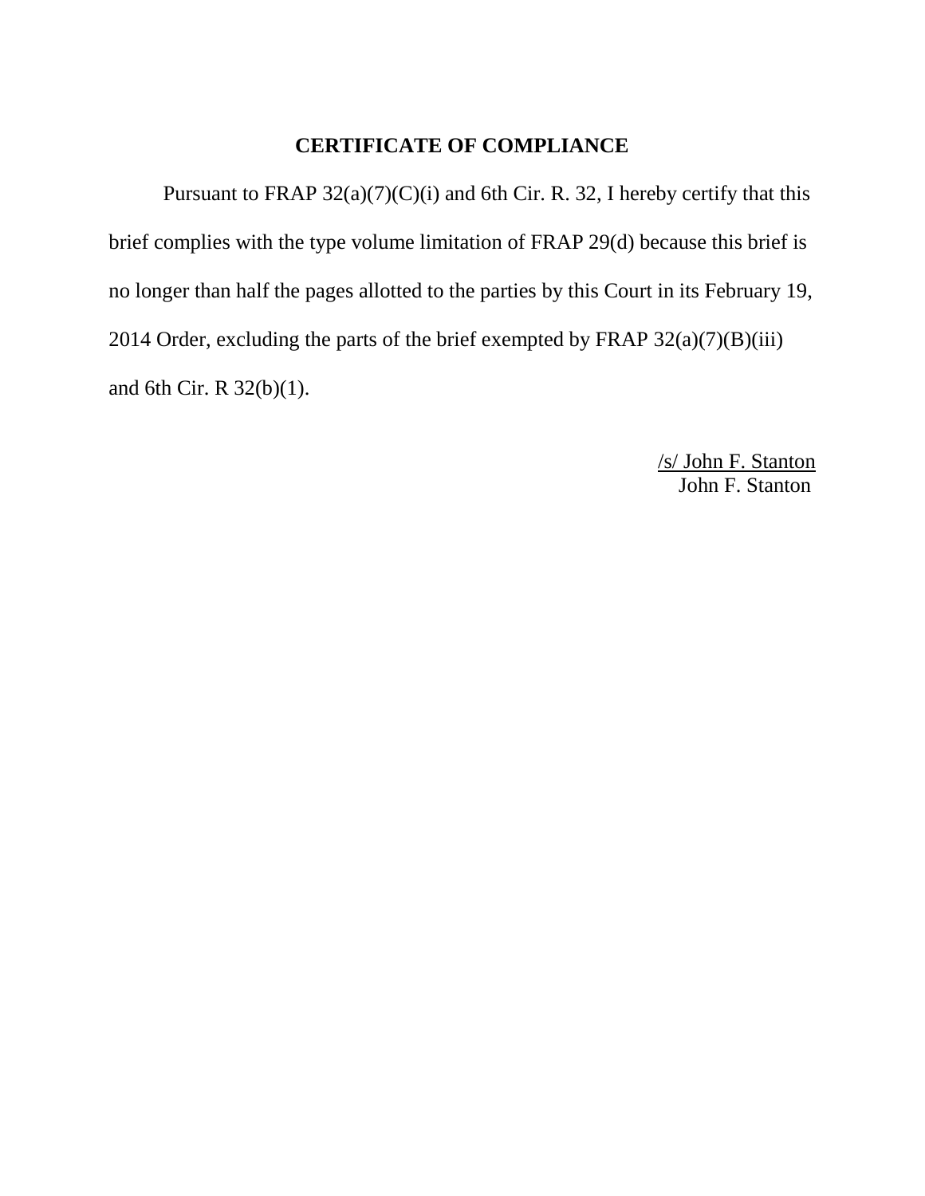## CERTIFICATE OF COMPLIANCE

Pursuant to FRAP 32(a)(7)(C)(i) and 6th Cir. R. 32, I hereby certify that this brief complies with the type volume limitation of FRAP 29(d) because this brief is no longer than half the pages allotted to the parties by this Court in its February 19, 2014 Order, excluding the parts of the brief exempted by FRAP 32(a)(7)(B)(iii) and 6th Cir. R 32(b)(1).

/s/ John F. Stanton
John F. Stanton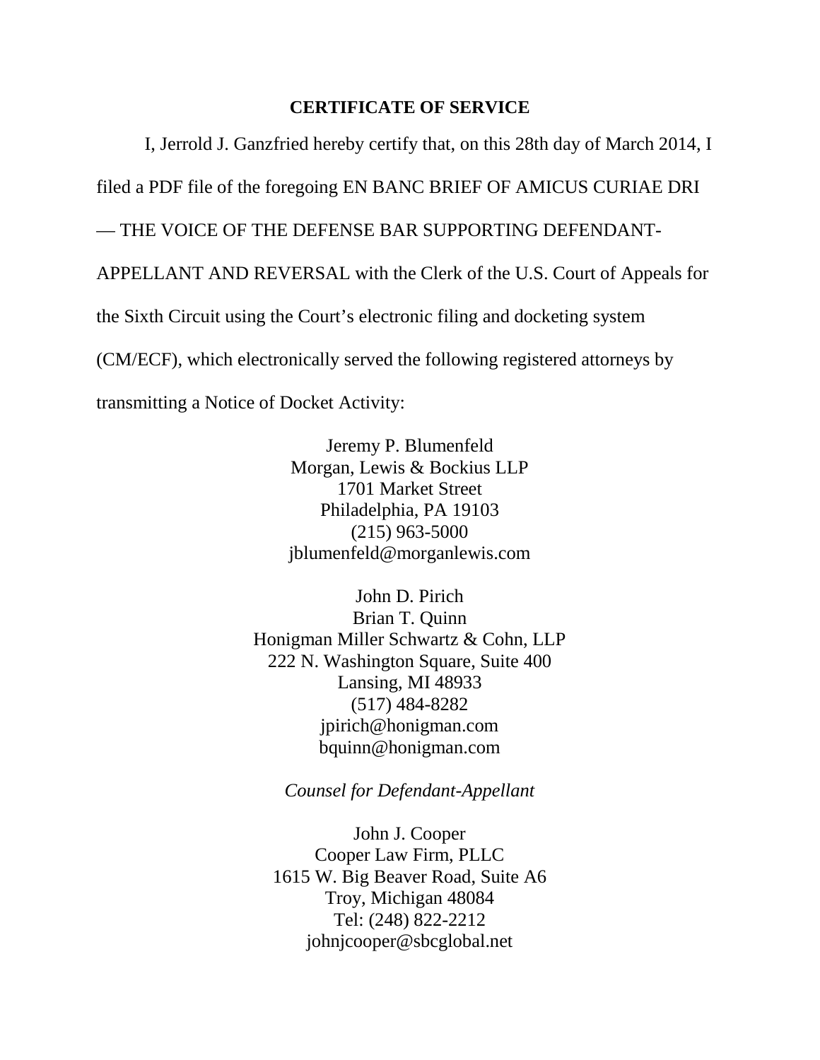## CERTIFICATE OF SERVICE

I, Jerrold J. Ganzfried hereby certify that, on this 28th day of March 2014, I filed a PDF file of the foregoing EN BANC BRIEF OF AMICUS CURIAE DRI — THE VOICE OF THE DEFENSE BAR SUPPORTING DEFENDANT-APPELLANT AND REVERSAL with the Clerk of the U.S. Court of Appeals for the Sixth Circuit using the Court's electronic filing and docketing system (CM/ECF), which electronically served the following registered attorneys by transmitting a Notice of Docket Activity:

Jeremy P. Blumenfeld
Morgan, Lewis & Bockius LLP
1701 Market Street
Philadelphia, PA 19103
(215) 963-5000
jblumenfeld@morganlewis.com

John D. Pirich
Brian T. Quinn
Honigman Miller Schwartz & Cohn, LLP
222 N. Washington Square, Suite 400
Lansing, MI 48933
(517) 484-8282
jpirich@honigman.com
bquinn@honigman.com

*Counsel for Defendant-Appellant*

John J. Cooper
Cooper Law Firm, PLLC
1615 W. Big Beaver Road, Suite A6
Troy, Michigan 48084
Tel: (248) 822-2212
johnjcooper@sbcglobal.net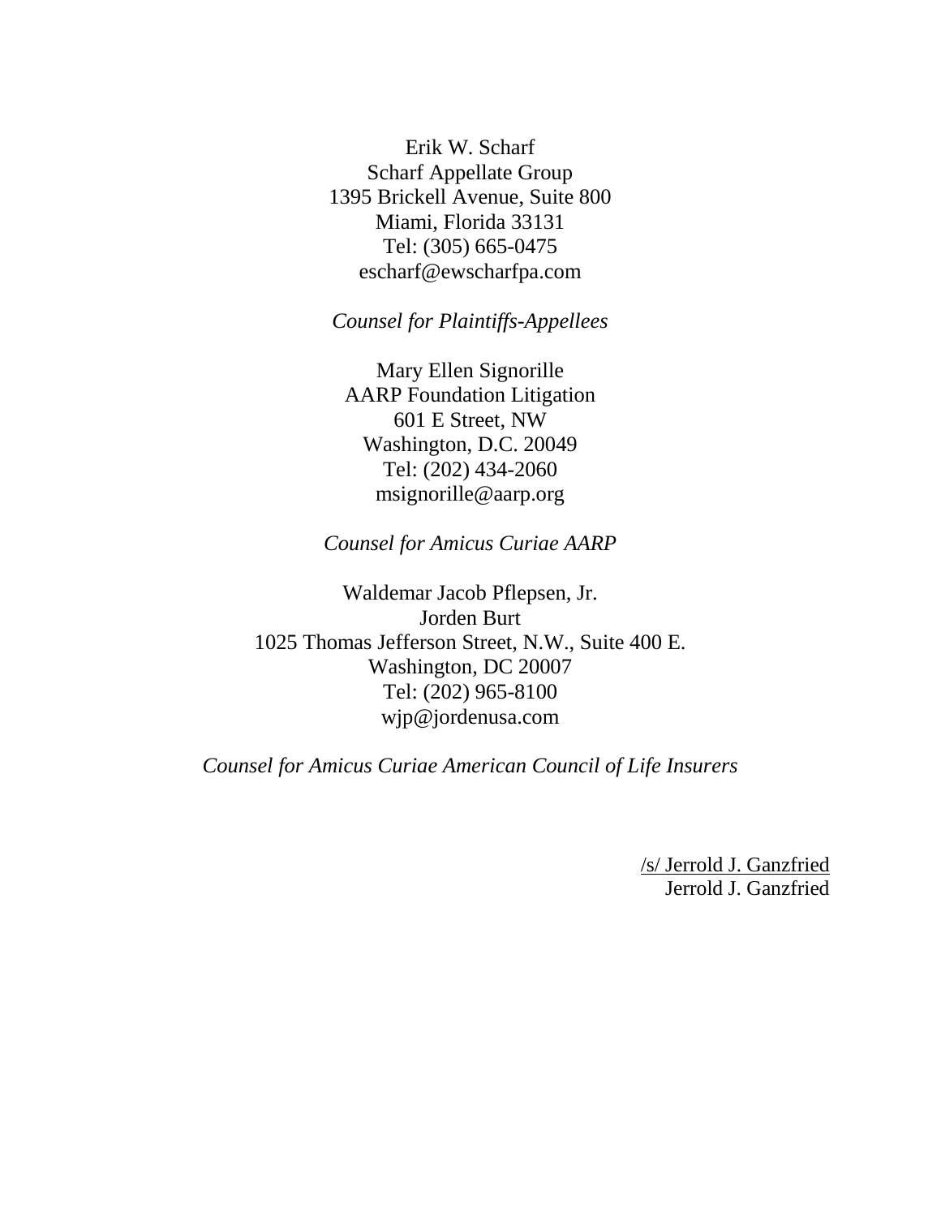Erik W. Scharf
Scharf Appellate Group
1395 Brickell Avenue, Suite 800
Miami, Florida 33131
Tel: (305) 665-0475
escharf@ewscharfpa.com

*Counsel for Plaintiffs-Appellees*

Mary Ellen Signorille
AARP Foundation Litigation
601 E Street, NW
Washington, D.C. 20049
Tel: (202) 434-2060
msignorille@aarp.org

*Counsel for Amicus Curiae AARP*

Waldemar Jacob Pflepsen, Jr.
Jorden Burt
1025 Thomas Jefferson Street, N.W., Suite 400 E.
Washington, DC 20007
Tel: (202) 965-8100
wjp@jordenusa.com

*Counsel for Amicus Curiae American Council of Life Insurers*

/s/ Jerrold J. Ganzfried
Jerrold J. Ganzfried